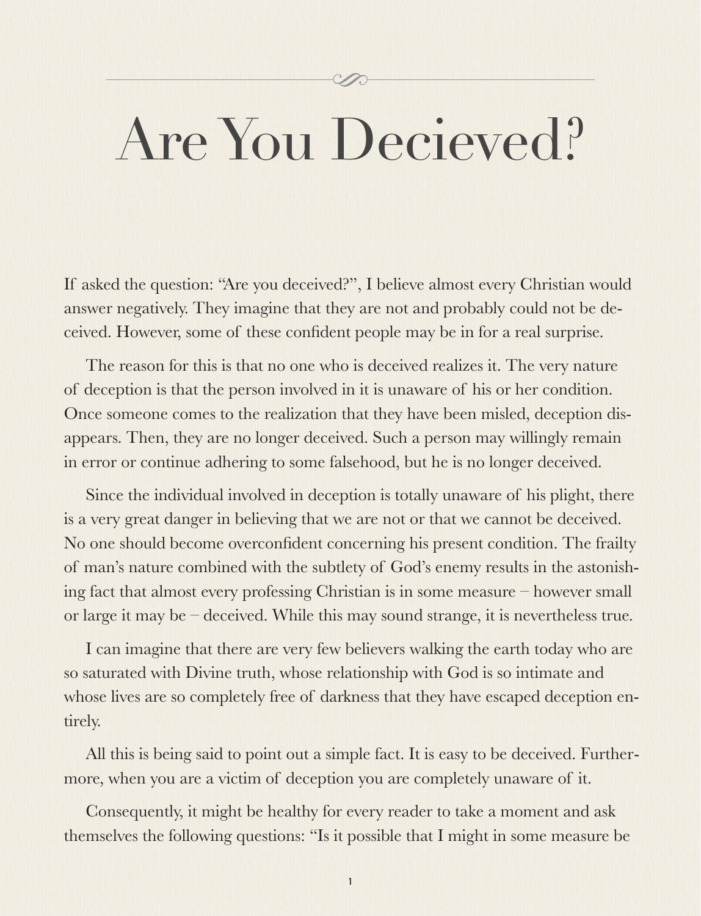# Are You Decieved?

If asked the question: "Are you deceived?", I believe almost every Christian would answer negatively. They imagine that they are not and probably could not be deceived. However, some of these confident people may be in for a real surprise.

The reason for this is that no one who is deceived realizes it. The very nature of deception is that the person involved in it is unaware of his or her condition. Once someone comes to the realization that they have been misled, deception disappears. Then, they are no longer deceived. Such a person may willingly remain in error or continue adhering to some falsehood, but he is no longer deceived.

Since the individual involved in deception is totally unaware of his plight, there is a very great danger in believing that we are not or that we cannot be deceived. No one should become overconfident concerning his present condition. The frailty of man's nature combined with the subtlety of God's enemy results in the astonishing fact that almost every professing Christian is in some measure – however small or large it may be – deceived. While this may sound strange, it is nevertheless true.

I can imagine that there are very few believers walking the earth today who are so saturated with Divine truth, whose relationship with God is so intimate and whose lives are so completely free of darkness that they have escaped deception entirely.

All this is being said to point out a simple fact. It is easy to be deceived. Furthermore, when you are a victim of deception you are completely unaware of it.

Consequently, it might be healthy for every reader to take a moment and ask themselves the following questions: "Is it possible that I might in some measure be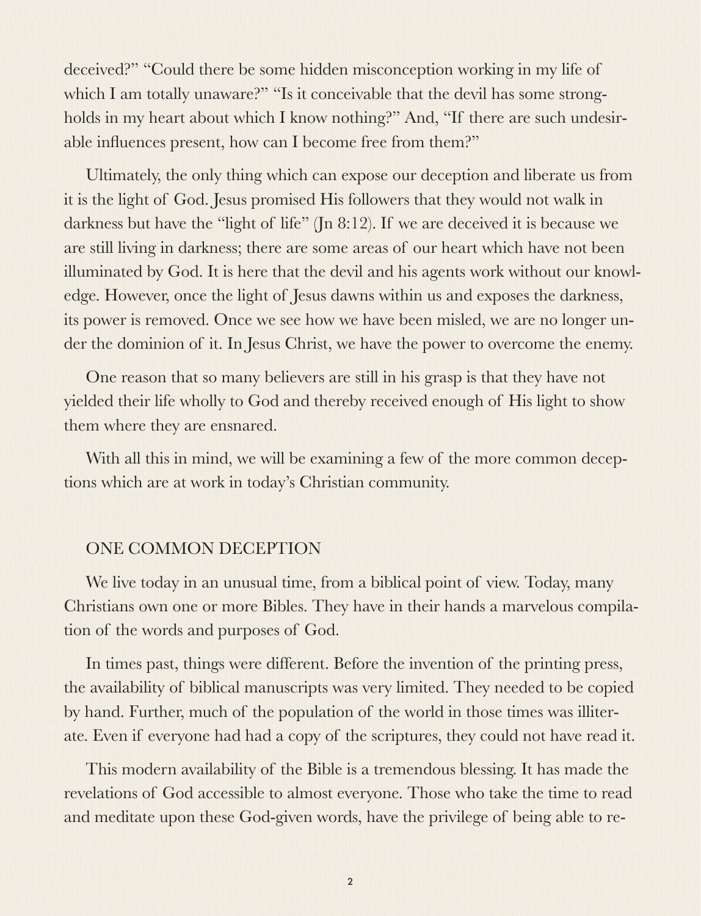deceived?" "Could there be some hidden misconception working in my life of which I am totally unaware?" "Is it conceivable that the devil has some strongholds in my heart about which I know nothing?" And, "If there are such undesirable influences present, how can I become free from them?"

Ultimately, the only thing which can expose our deception and liberate us from it is the light of God. Jesus promised His followers that they would not walk in darkness but have the "light of life" (Jn 8:12). If we are deceived it is because we are still living in darkness; there are some areas of our heart which have not been illuminated by God. It is here that the devil and his agents work without our knowledge. However, once the light of Jesus dawns within us and exposes the darkness, its power is removed. Once we see how we have been misled, we are no longer under the dominion of it. In Jesus Christ, we have the power to overcome the enemy.

One reason that so many believers are still in his grasp is that they have not yielded their life wholly to God and thereby received enough of His light to show them where they are ensnared.

With all this in mind, we will be examining a few of the more common deceptions which are at work in today's Christian community.

## ONE COMMON DECEPTION

We live today in an unusual time, from a biblical point of view. Today, many Christians own one or more Bibles. They have in their hands a marvelous compilation of the words and purposes of God.

In times past, things were different. Before the invention of the printing press, the availability of biblical manuscripts was very limited. They needed to be copied by hand. Further, much of the population of the world in those times was illiterate. Even if everyone had had a copy of the scriptures, they could not have read it.

This modern availability of the Bible is a tremendous blessing. It has made the revelations of God accessible to almost everyone. Those who take the time to read and meditate upon these God-given words, have the privilege of being able to re-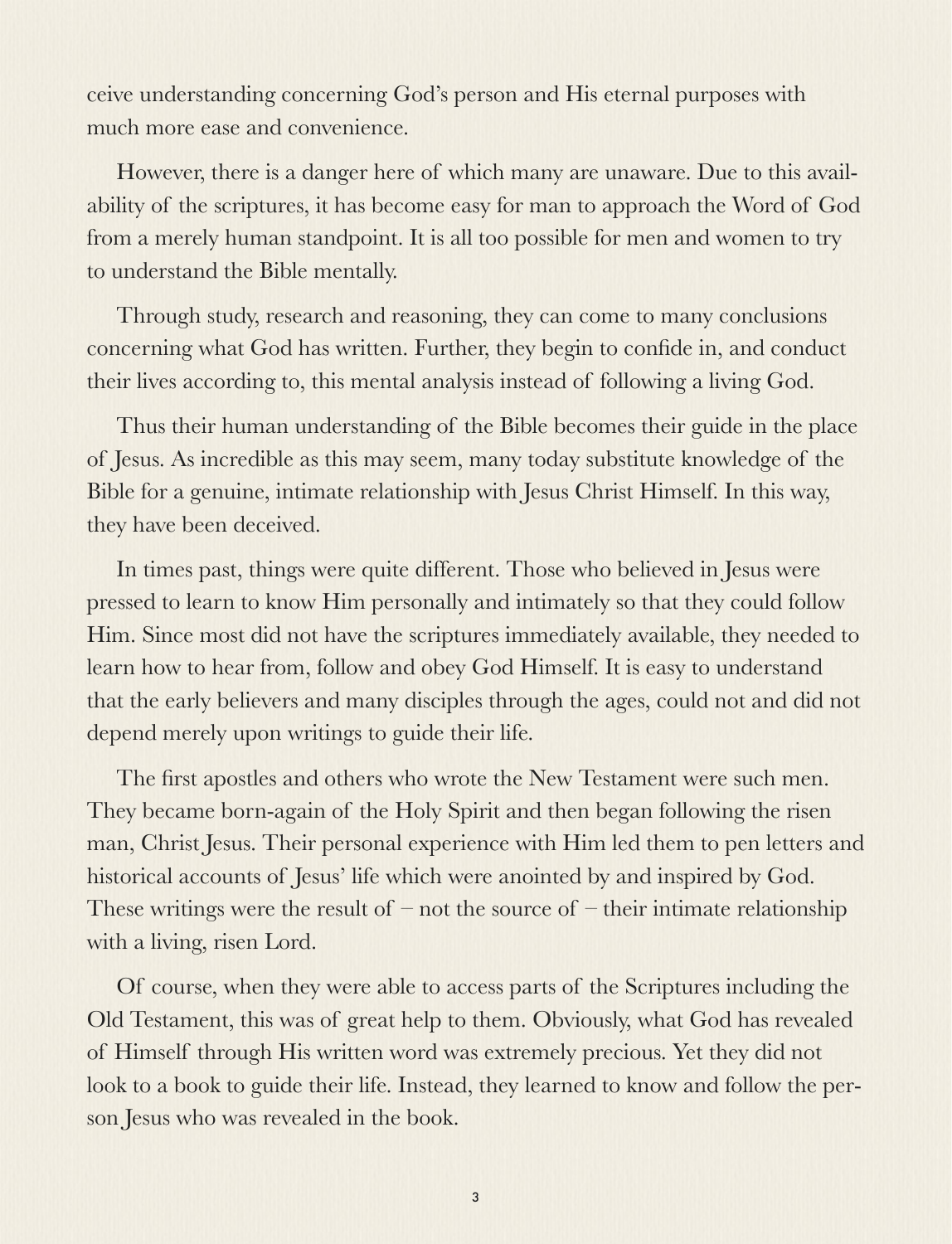ceive understanding concerning God's person and His eternal purposes with much more ease and convenience.

However, there is a danger here of which many are unaware. Due to this availability of the scriptures, it has become easy for man to approach the Word of God from a merely human standpoint. It is all too possible for men and women to try to understand the Bible mentally.

Through study, research and reasoning, they can come to many conclusions concerning what God has written. Further, they begin to confide in, and conduct their lives according to, this mental analysis instead of following a living God.

Thus their human understanding of the Bible becomes their guide in the place of Jesus. As incredible as this may seem, many today substitute knowledge of the Bible for a genuine, intimate relationship with Jesus Christ Himself. In this way, they have been deceived.

In times past, things were quite different. Those who believed in Jesus were pressed to learn to know Him personally and intimately so that they could follow Him. Since most did not have the scriptures immediately available, they needed to learn how to hear from, follow and obey God Himself. It is easy to understand that the early believers and many disciples through the ages, could not and did not depend merely upon writings to guide their life.

The first apostles and others who wrote the New Testament were such men. They became born-again of the Holy Spirit and then began following the risen man, Christ Jesus. Their personal experience with Him led them to pen letters and historical accounts of Jesus' life which were anointed by and inspired by God. These writings were the result of – not the source of – their intimate relationship with a living, risen Lord.

Of course, when they were able to access parts of the Scriptures including the Old Testament, this was of great help to them. Obviously, what God has revealed of Himself through His written word was extremely precious. Yet they did not look to a book to guide their life. Instead, they learned to know and follow the person Jesus who was revealed in the book.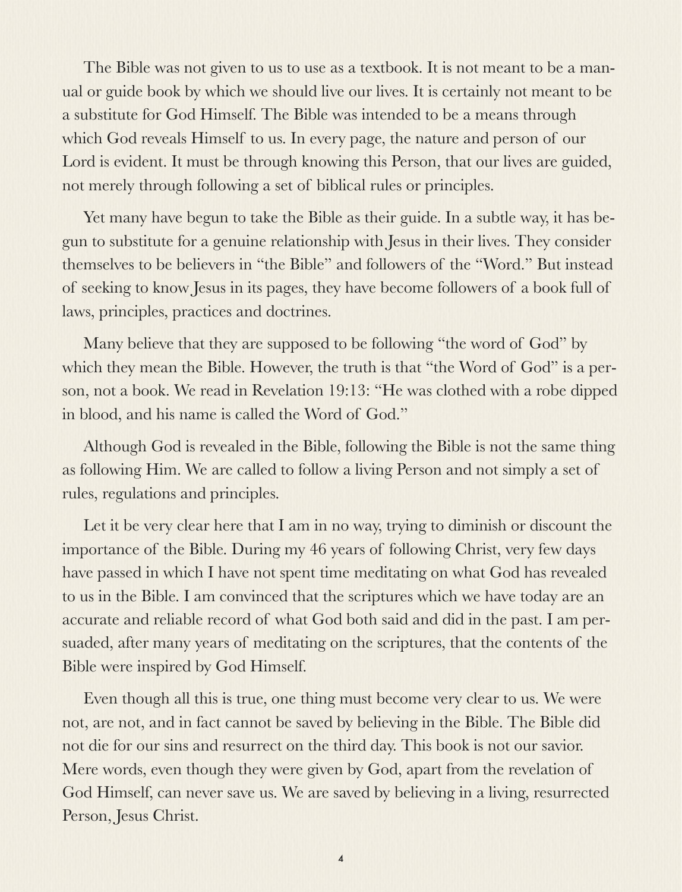The Bible was not given to us to use as a textbook. It is not meant to be a manual or guide book by which we should live our lives. It is certainly not meant to be a substitute for God Himself. The Bible was intended to be a means through which God reveals Himself to us. In every page, the nature and person of our Lord is evident. It must be through knowing this Person, that our lives are guided, not merely through following a set of biblical rules or principles.

Yet many have begun to take the Bible as their guide. In a subtle way, it has begun to substitute for a genuine relationship with Jesus in their lives. They consider themselves to be believers in "the Bible" and followers of the "Word." But instead of seeking to know Jesus in its pages, they have become followers of a book full of laws, principles, practices and doctrines.

Many believe that they are supposed to be following "the word of God" by which they mean the Bible. However, the truth is that "the Word of God" is a person, not a book. We read in Revelation 19:13: "He was clothed with a robe dipped in blood, and his name is called the Word of God."

Although God is revealed in the Bible, following the Bible is not the same thing as following Him. We are called to follow a living Person and not simply a set of rules, regulations and principles.

Let it be very clear here that I am in no way, trying to diminish or discount the importance of the Bible. During my 46 years of following Christ, very few days have passed in which I have not spent time meditating on what God has revealed to us in the Bible. I am convinced that the scriptures which we have today are an accurate and reliable record of what God both said and did in the past. I am persuaded, after many years of meditating on the scriptures, that the contents of the Bible were inspired by God Himself.

Even though all this is true, one thing must become very clear to us. We were not, are not, and in fact cannot be saved by believing in the Bible. The Bible did not die for our sins and resurrect on the third day. This book is not our savior. Mere words, even though they were given by God, apart from the revelation of God Himself, can never save us. We are saved by believing in a living, resurrected Person, Jesus Christ.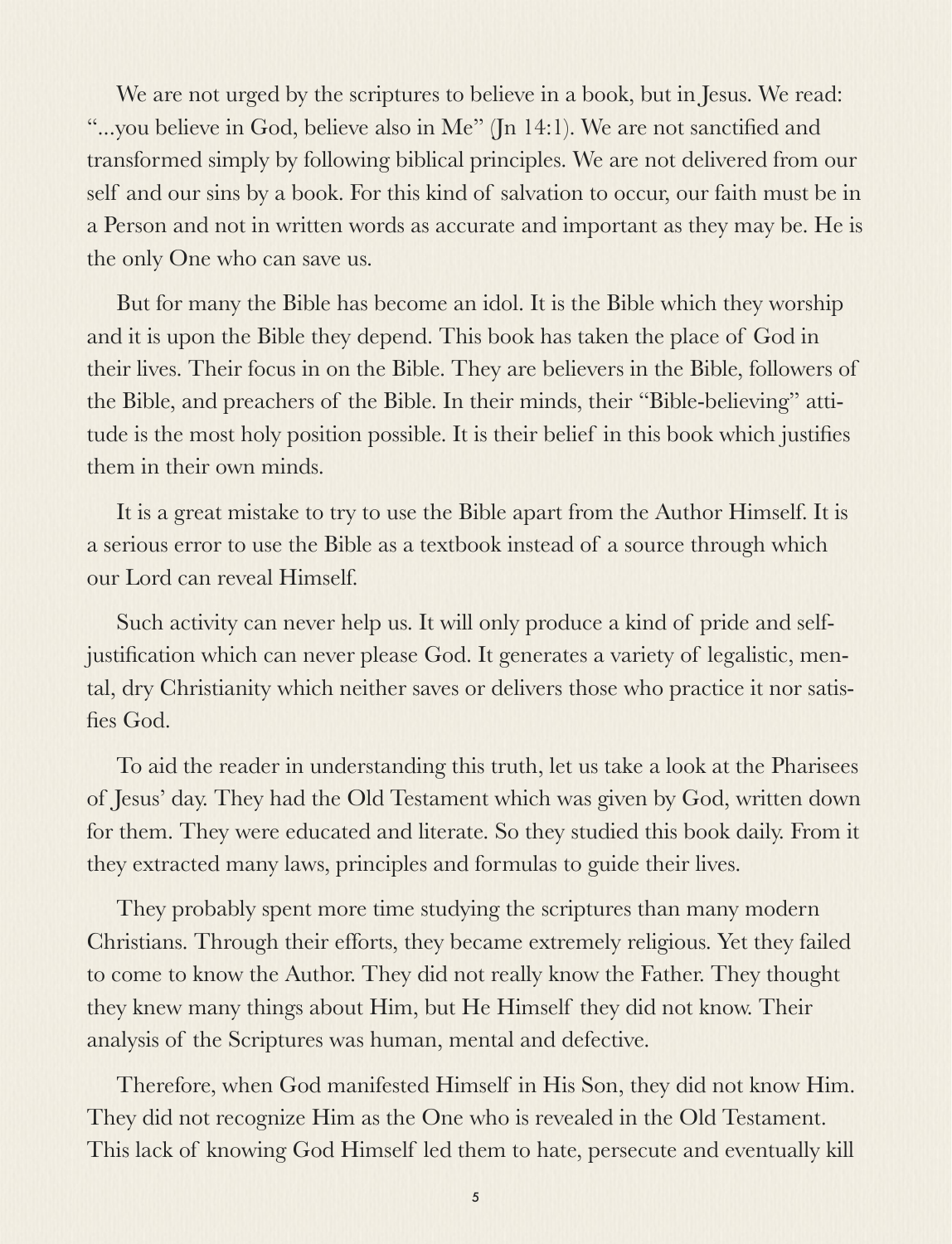We are not urged by the scriptures to believe in a book, but in Jesus. We read: "...you believe in God, believe also in Me" (Jn 14:1). We are not sanctified and transformed simply by following biblical principles. We are not delivered from our self and our sins by a book. For this kind of salvation to occur, our faith must be in a Person and not in written words as accurate and important as they may be. He is the only One who can save us.

But for many the Bible has become an idol. It is the Bible which they worship and it is upon the Bible they depend. This book has taken the place of God in their lives. Their focus in on the Bible. They are believers in the Bible, followers of the Bible, and preachers of the Bible. In their minds, their "Bible-believing" attitude is the most holy position possible. It is their belief in this book which justifies them in their own minds.

It is a great mistake to try to use the Bible apart from the Author Himself. It is a serious error to use the Bible as a textbook instead of a source through which our Lord can reveal Himself.

Such activity can never help us. It will only produce a kind of pride and self-justification which can never please God. It generates a variety of legalistic, mental, dry Christianity which neither saves or delivers those who practice it nor satisfies God.

To aid the reader in understanding this truth, let us take a look at the Pharisees of Jesus' day. They had the Old Testament which was given by God, written down for them. They were educated and literate. So they studied this book daily. From it they extracted many laws, principles and formulas to guide their lives.

They probably spent more time studying the scriptures than many modern Christians. Through their efforts, they became extremely religious. Yet they failed to come to know the Author. They did not really know the Father. They thought they knew many things about Him, but He Himself they did not know. Their analysis of the Scriptures was human, mental and defective.

Therefore, when God manifested Himself in His Son, they did not know Him. They did not recognize Him as the One who is revealed in the Old Testament. This lack of knowing God Himself led them to hate, persecute and eventually kill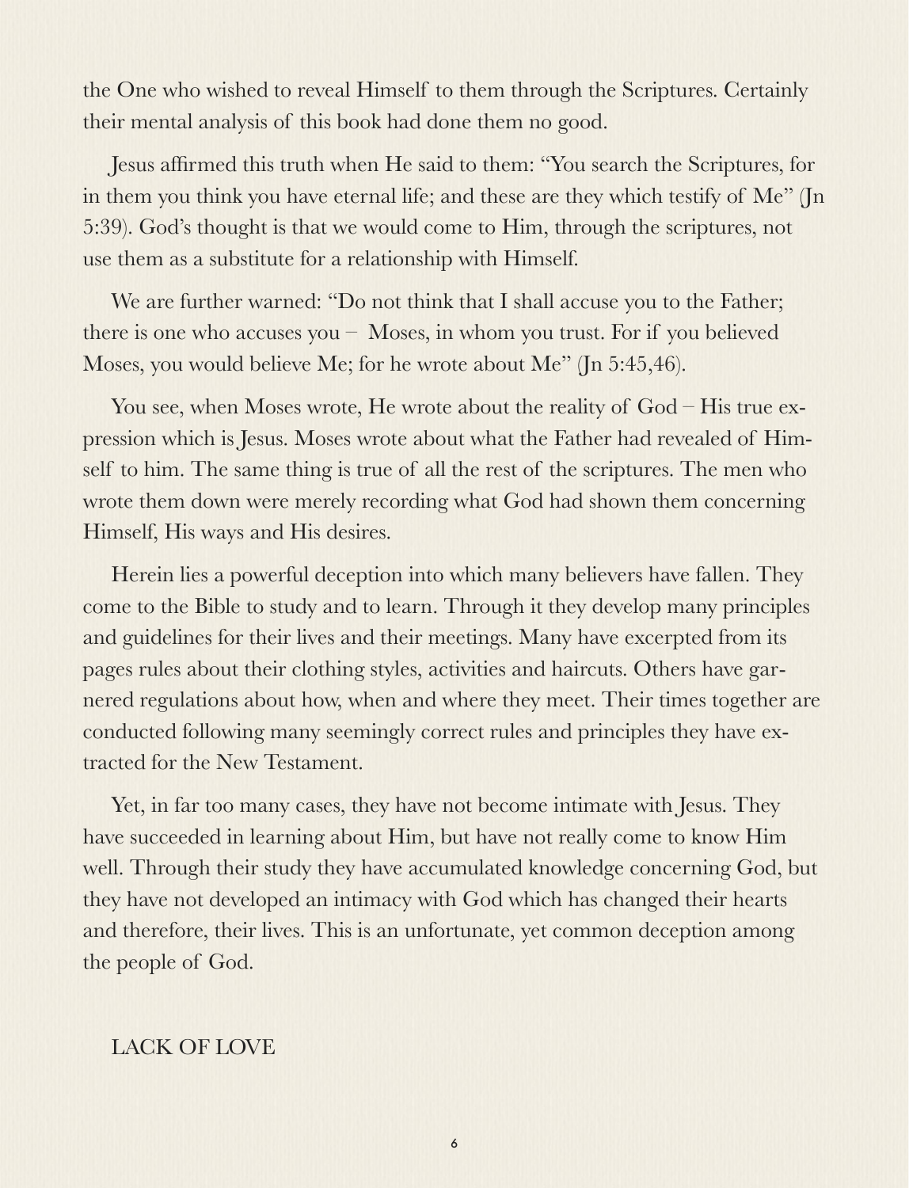the One who wished to reveal Himself to them through the Scriptures. Certainly their mental analysis of this book had done them no good.

Jesus affirmed this truth when He said to them: "You search the Scriptures, for in them you think you have eternal life; and these are they which testify of Me" (Jn 5:39). God's thought is that we would come to Him, through the scriptures, not use them as a substitute for a relationship with Himself.

We are further warned: "Do not think that I shall accuse you to the Father; there is one who accuses you – Moses, in whom you trust. For if you believed Moses, you would believe Me; for he wrote about Me" (Jn 5:45,46).

You see, when Moses wrote, He wrote about the reality of God – His true expression which is Jesus. Moses wrote about what the Father had revealed of Himself to him. The same thing is true of all the rest of the scriptures. The men who wrote them down were merely recording what God had shown them concerning Himself, His ways and His desires.

Herein lies a powerful deception into which many believers have fallen. They come to the Bible to study and to learn. Through it they develop many principles and guidelines for their lives and their meetings. Many have excerpted from its pages rules about their clothing styles, activities and haircuts. Others have garnered regulations about how, when and where they meet. Their times together are conducted following many seemingly correct rules and principles they have extracted for the New Testament.

Yet, in far too many cases, they have not become intimate with Jesus. They have succeeded in learning about Him, but have not really come to know Him well. Through their study they have accumulated knowledge concerning God, but they have not developed an intimacy with God which has changed their hearts and therefore, their lives. This is an unfortunate, yet common deception among the people of God.

## LACK OF LOVE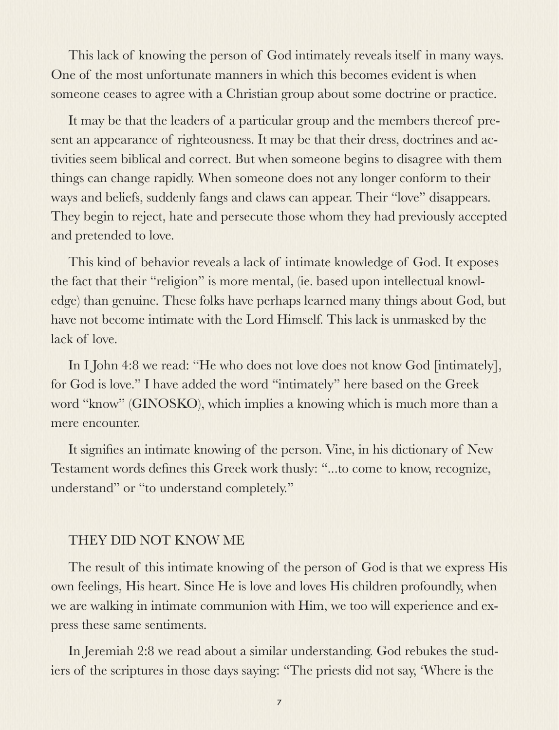This lack of knowing the person of God intimately reveals itself in many ways. One of the most unfortunate manners in which this becomes evident is when someone ceases to agree with a Christian group about some doctrine or practice.

It may be that the leaders of a particular group and the members thereof present an appearance of righteousness. It may be that their dress, doctrines and activities seem biblical and correct. But when someone begins to disagree with them things can change rapidly. When someone does not any longer conform to their ways and beliefs, suddenly fangs and claws can appear. Their "love" disappears. They begin to reject, hate and persecute those whom they had previously accepted and pretended to love.

This kind of behavior reveals a lack of intimate knowledge of God. It exposes the fact that their "religion" is more mental, (ie. based upon intellectual knowledge) than genuine. These folks have perhaps learned many things about God, but have not become intimate with the Lord Himself. This lack is unmasked by the lack of love.

In I John 4:8 we read: "He who does not love does not know God [intimately], for God is love." I have added the word "intimately" here based on the Greek word "know" (GINOSKO), which implies a knowing which is much more than a mere encounter.

It signifies an intimate knowing of the person. Vine, in his dictionary of New Testament words defines this Greek work thusly: "...to come to know, recognize, understand" or "to understand completely."

## THEY DID NOT KNOW ME

The result of this intimate knowing of the person of God is that we express His own feelings, His heart. Since He is love and loves His children profoundly, when we are walking in intimate communion with Him, we too will experience and express these same sentiments.

In Jeremiah 2:8 we read about a similar understanding. God rebukes the studiers of the scriptures in those days saying: "The priests did not say, 'Where is the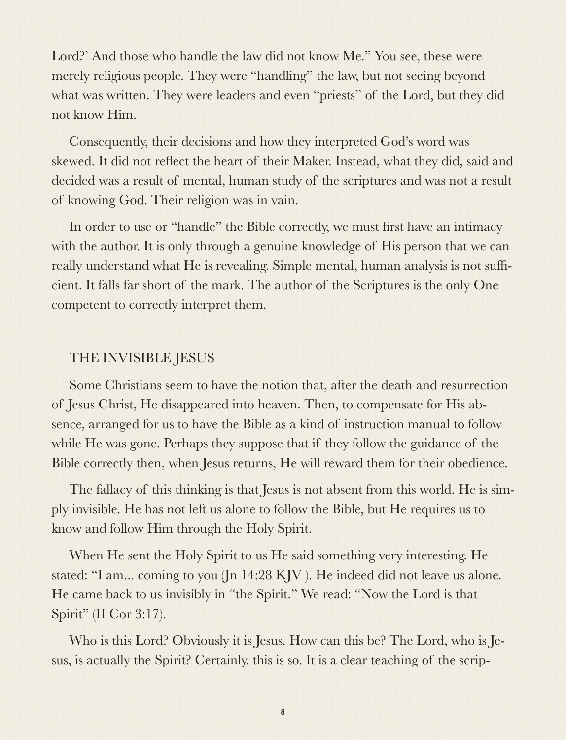Lord?' And those who handle the law did not know Me." You see, these were merely religious people. They were "handling" the law, but not seeing beyond what was written. They were leaders and even "priests" of the Lord, but they did not know Him.

Consequently, their decisions and how they interpreted God's word was skewed. It did not reflect the heart of their Maker. Instead, what they did, said and decided was a result of mental, human study of the scriptures and was not a result of knowing God. Their religion was in vain.

In order to use or "handle" the Bible correctly, we must first have an intimacy with the author. It is only through a genuine knowledge of His person that we can really understand what He is revealing. Simple mental, human analysis is not sufficient. It falls far short of the mark. The author of the Scriptures is the only One competent to correctly interpret them.

## THE INVISIBLE JESUS

Some Christians seem to have the notion that, after the death and resurrection of Jesus Christ, He disappeared into heaven. Then, to compensate for His absence, arranged for us to have the Bible as a kind of instruction manual to follow while He was gone. Perhaps they suppose that if they follow the guidance of the Bible correctly then, when Jesus returns, He will reward them for their obedience.

The fallacy of this thinking is that Jesus is not absent from this world. He is simply invisible. He has not left us alone to follow the Bible, but He requires us to know and follow Him through the Holy Spirit.

When He sent the Holy Spirit to us He said something very interesting. He stated: "I am... coming to you (Jn 14:28 KJV ). He indeed did not leave us alone. He came back to us invisibly in "the Spirit." We read: "Now the Lord is that Spirit" (II Cor 3:17).

Who is this Lord? Obviously it is Jesus. How can this be? The Lord, who is Jesus, is actually the Spirit? Certainly, this is so. It is a clear teaching of the scrip-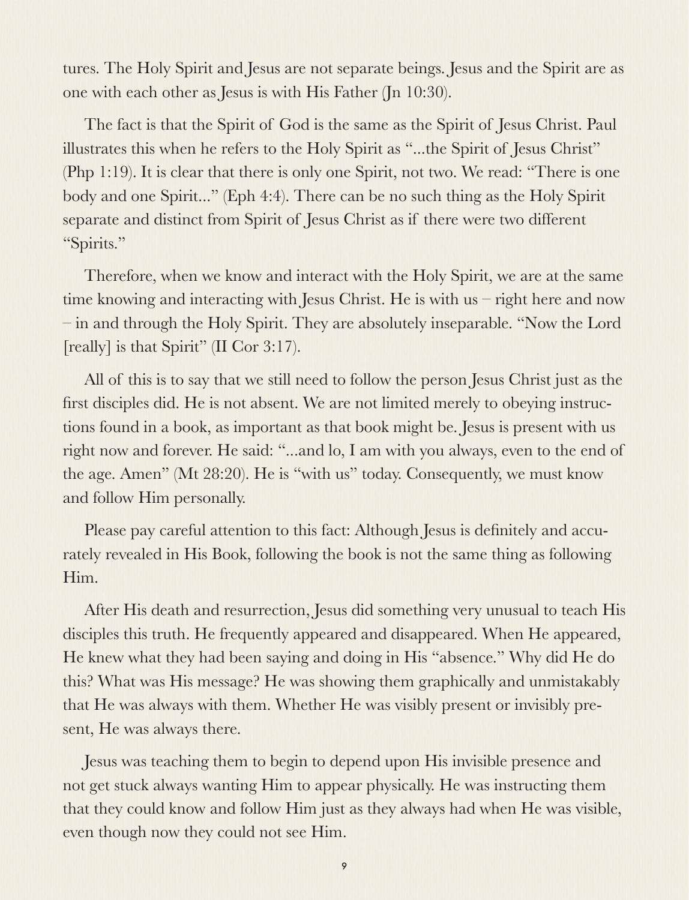tures. The Holy Spirit and Jesus are not separate beings. Jesus and the Spirit are as one with each other as Jesus is with His Father (Jn 10:30).

The fact is that the Spirit of God is the same as the Spirit of Jesus Christ. Paul illustrates this when he refers to the Holy Spirit as "...the Spirit of Jesus Christ" (Php 1:19). It is clear that there is only one Spirit, not two. We read: "There is one body and one Spirit..." (Eph 4:4). There can be no such thing as the Holy Spirit separate and distinct from Spirit of Jesus Christ as if there were two different "Spirits."

Therefore, when we know and interact with the Holy Spirit, we are at the same time knowing and interacting with Jesus Christ. He is with us – right here and now – in and through the Holy Spirit. They are absolutely inseparable. "Now the Lord [really] is that Spirit" (II Cor 3:17).

All of this is to say that we still need to follow the person Jesus Christ just as the first disciples did. He is not absent. We are not limited merely to obeying instructions found in a book, as important as that book might be. Jesus is present with us right now and forever. He said: "...and lo, I am with you always, even to the end of the age. Amen" (Mt 28:20). He is "with us" today. Consequently, we must know and follow Him personally.

Please pay careful attention to this fact: Although Jesus is definitely and accurately revealed in His Book, following the book is not the same thing as following Him.

After His death and resurrection, Jesus did something very unusual to teach His disciples this truth. He frequently appeared and disappeared. When He appeared, He knew what they had been saying and doing in His "absence." Why did He do this? What was His message? He was showing them graphically and unmistakably that He was always with them. Whether He was visibly present or invisibly present, He was always there.

Jesus was teaching them to begin to depend upon His invisible presence and not get stuck always wanting Him to appear physically. He was instructing them that they could know and follow Him just as they always had when He was visible, even though now they could not see Him.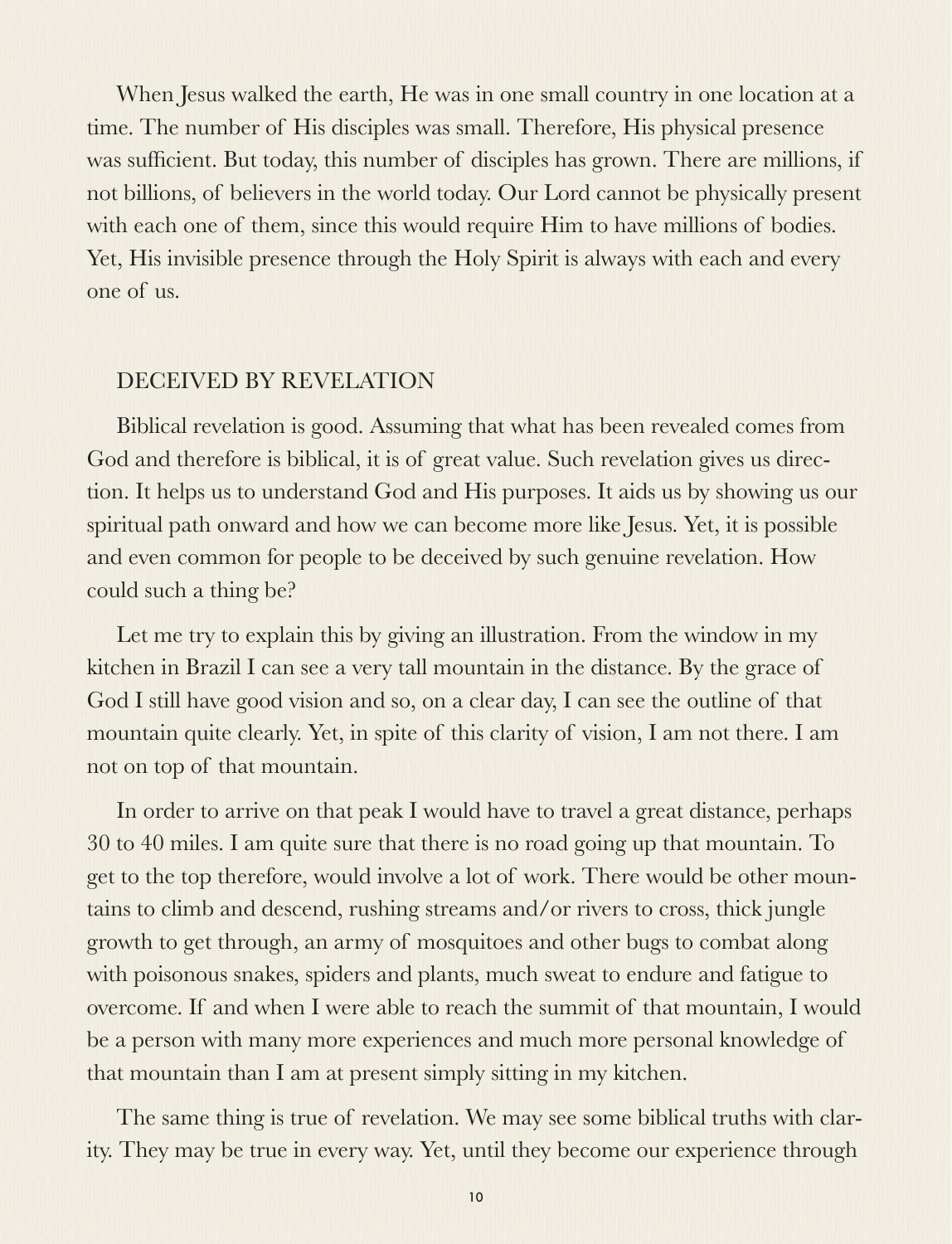When Jesus walked the earth, He was in one small country in one location at a time. The number of His disciples was small. Therefore, His physical presence was sufficient. But today, this number of disciples has grown. There are millions, if not billions, of believers in the world today. Our Lord cannot be physically present with each one of them, since this would require Him to have millions of bodies. Yet, His invisible presence through the Holy Spirit is always with each and every one of us.

## DECEIVED BY REVELATION

Biblical revelation is good. Assuming that what has been revealed comes from God and therefore is biblical, it is of great value. Such revelation gives us direction. It helps us to understand God and His purposes. It aids us by showing us our spiritual path onward and how we can become more like Jesus. Yet, it is possible and even common for people to be deceived by such genuine revelation. How could such a thing be?

Let me try to explain this by giving an illustration. From the window in my kitchen in Brazil I can see a very tall mountain in the distance. By the grace of God I still have good vision and so, on a clear day, I can see the outline of that mountain quite clearly. Yet, in spite of this clarity of vision, I am not there. I am not on top of that mountain.

In order to arrive on that peak I would have to travel a great distance, perhaps 30 to 40 miles. I am quite sure that there is no road going up that mountain. To get to the top therefore, would involve a lot of work. There would be other mountains to climb and descend, rushing streams and/or rivers to cross, thick jungle growth to get through, an army of mosquitoes and other bugs to combat along with poisonous snakes, spiders and plants, much sweat to endure and fatigue to overcome. If and when I were able to reach the summit of that mountain, I would be a person with many more experiences and much more personal knowledge of that mountain than I am at present simply sitting in my kitchen.

The same thing is true of revelation. We may see some biblical truths with clarity. They may be true in every way. Yet, until they become our experience through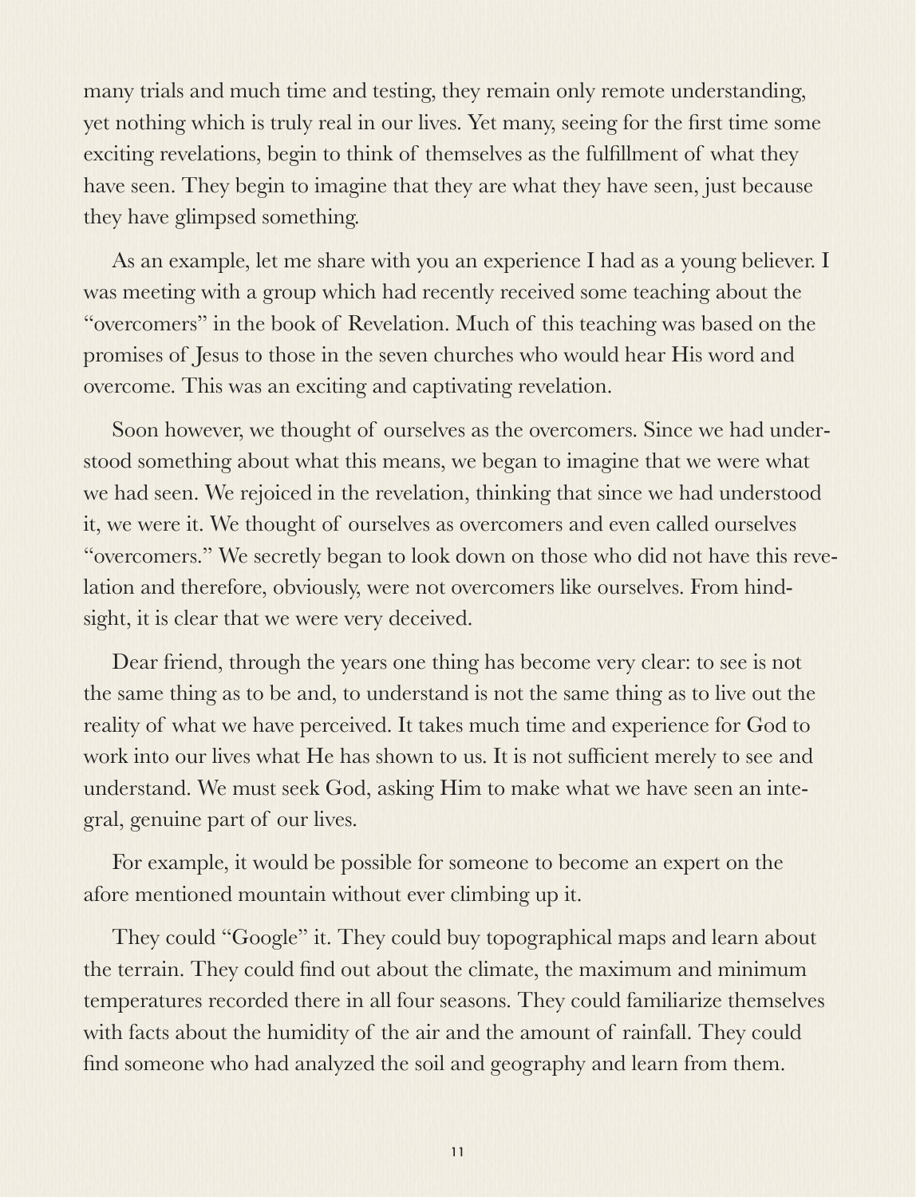many trials and much time and testing, they remain only remote understanding, yet nothing which is truly real in our lives. Yet many, seeing for the first time some exciting revelations, begin to think of themselves as the fulfillment of what they have seen. They begin to imagine that they are what they have seen, just because they have glimpsed something.

As an example, let me share with you an experience I had as a young believer. I was meeting with a group which had recently received some teaching about the "overcomers" in the book of Revelation. Much of this teaching was based on the promises of Jesus to those in the seven churches who would hear His word and overcome. This was an exciting and captivating revelation.

Soon however, we thought of ourselves as the overcomers. Since we had understood something about what this means, we began to imagine that we were what we had seen. We rejoiced in the revelation, thinking that since we had understood it, we were it. We thought of ourselves as overcomers and even called ourselves "overcomers." We secretly began to look down on those who did not have this revelation and therefore, obviously, were not overcomers like ourselves. From hindsight, it is clear that we were very deceived.

Dear friend, through the years one thing has become very clear: to see is not the same thing as to be and, to understand is not the same thing as to live out the reality of what we have perceived. It takes much time and experience for God to work into our lives what He has shown to us. It is not sufficient merely to see and understand. We must seek God, asking Him to make what we have seen an integral, genuine part of our lives.

For example, it would be possible for someone to become an expert on the afore mentioned mountain without ever climbing up it.

They could "Google" it. They could buy topographical maps and learn about the terrain. They could find out about the climate, the maximum and minimum temperatures recorded there in all four seasons. They could familiarize themselves with facts about the humidity of the air and the amount of rainfall. They could find someone who had analyzed the soil and geography and learn from them.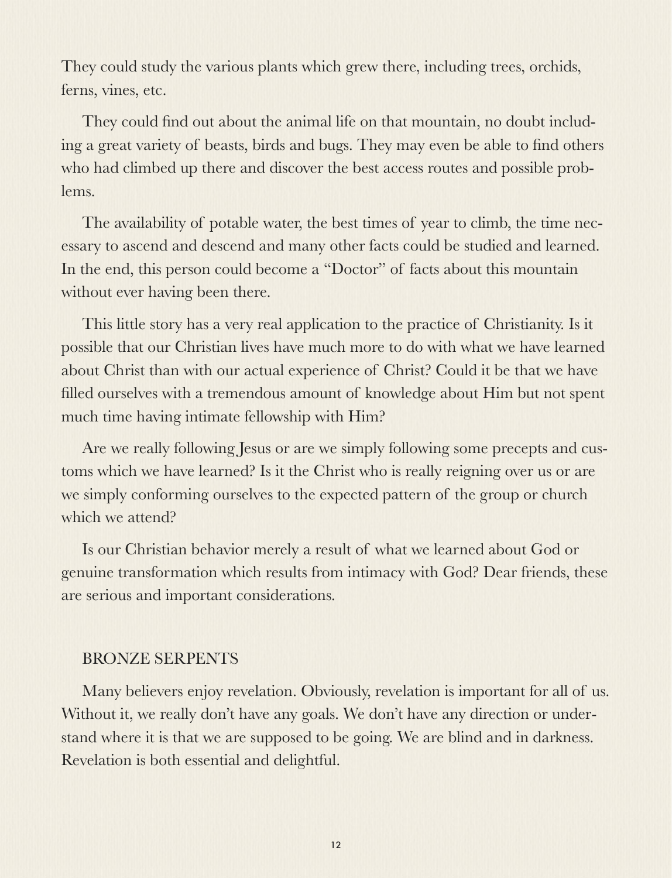They could study the various plants which grew there, including trees, orchids, ferns, vines, etc.

They could find out about the animal life on that mountain, no doubt including a great variety of beasts, birds and bugs. They may even be able to find others who had climbed up there and discover the best access routes and possible problems.

The availability of potable water, the best times of year to climb, the time necessary to ascend and descend and many other facts could be studied and learned. In the end, this person could become a "Doctor" of facts about this mountain without ever having been there.

This little story has a very real application to the practice of Christianity. Is it possible that our Christian lives have much more to do with what we have learned about Christ than with our actual experience of Christ? Could it be that we have filled ourselves with a tremendous amount of knowledge about Him but not spent much time having intimate fellowship with Him?

Are we really following Jesus or are we simply following some precepts and customs which we have learned? Is it the Christ who is really reigning over us or are we simply conforming ourselves to the expected pattern of the group or church which we attend?

Is our Christian behavior merely a result of what we learned about God or genuine transformation which results from intimacy with God? Dear friends, these are serious and important considerations.

## BRONZE SERPENTS

Many believers enjoy revelation. Obviously, revelation is important for all of us. Without it, we really don't have any goals. We don't have any direction or understand where it is that we are supposed to be going. We are blind and in darkness. Revelation is both essential and delightful.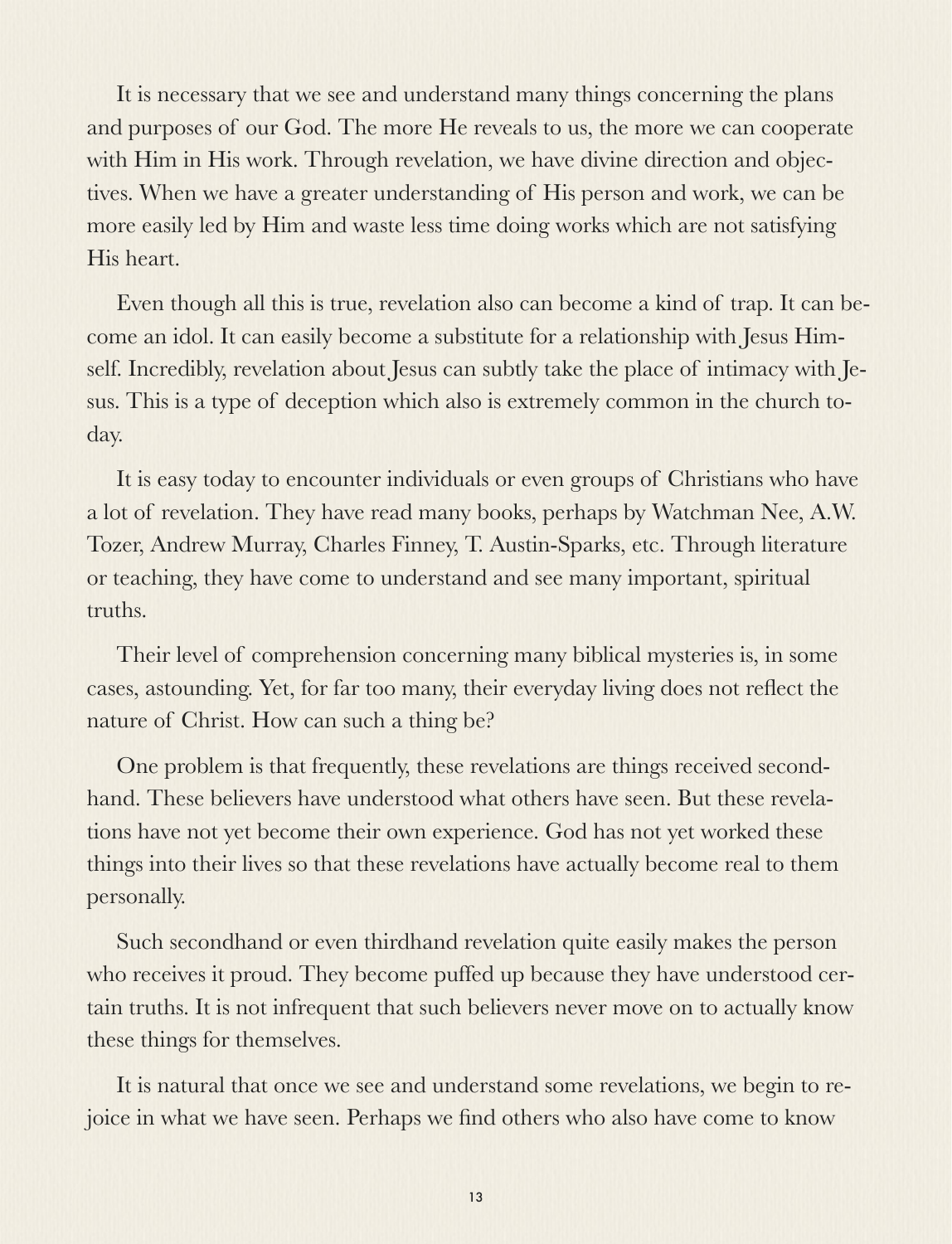It is necessary that we see and understand many things concerning the plans and purposes of our God. The more He reveals to us, the more we can cooperate with Him in His work. Through revelation, we have divine direction and objectives. When we have a greater understanding of His person and work, we can be more easily led by Him and waste less time doing works which are not satisfying His heart.

Even though all this is true, revelation also can become a kind of trap. It can become an idol. It can easily become a substitute for a relationship with Jesus Himself. Incredibly, revelation about Jesus can subtly take the place of intimacy with Jesus. This is a type of deception which also is extremely common in the church today.

It is easy today to encounter individuals or even groups of Christians who have a lot of revelation. They have read many books, perhaps by Watchman Nee, A.W. Tozer, Andrew Murray, Charles Finney, T. Austin-Sparks, etc. Through literature or teaching, they have come to understand and see many important, spiritual truths.

Their level of comprehension concerning many biblical mysteries is, in some cases, astounding. Yet, for far too many, their everyday living does not reflect the nature of Christ. How can such a thing be?

One problem is that frequently, these revelations are things received secondhand. These believers have understood what others have seen. But these revelations have not yet become their own experience. God has not yet worked these things into their lives so that these revelations have actually become real to them personally.

Such secondhand or even thirdhand revelation quite easily makes the person who receives it proud. They become puffed up because they have understood certain truths. It is not infrequent that such believers never move on to actually know these things for themselves.

It is natural that once we see and understand some revelations, we begin to rejoice in what we have seen. Perhaps we find others who also have come to know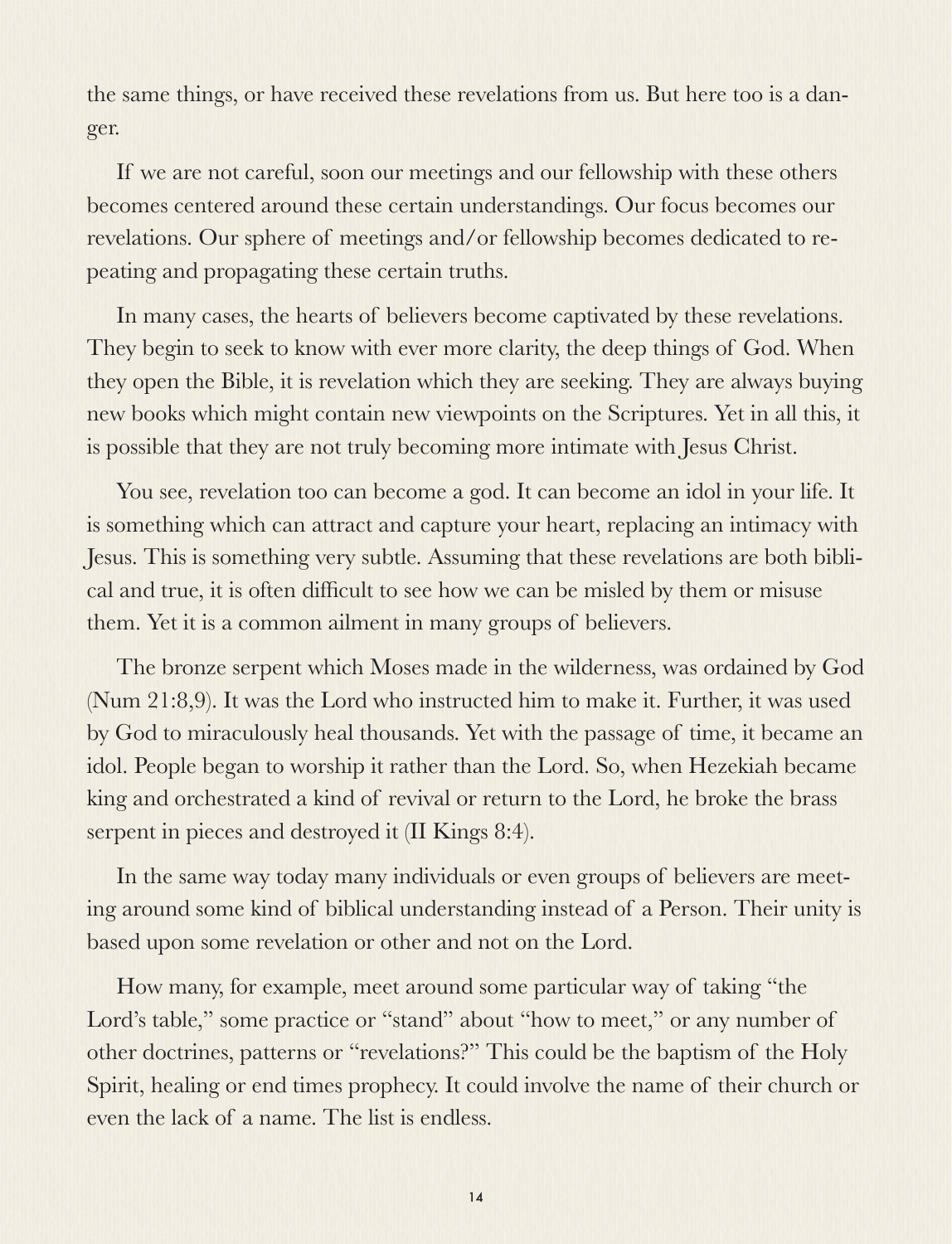the same things, or have received these revelations from us. But here too is a danger.

If we are not careful, soon our meetings and our fellowship with these others becomes centered around these certain understandings. Our focus becomes our revelations. Our sphere of meetings and/or fellowship becomes dedicated to repeating and propagating these certain truths.

In many cases, the hearts of believers become captivated by these revelations. They begin to seek to know with ever more clarity, the deep things of God. When they open the Bible, it is revelation which they are seeking. They are always buying new books which might contain new viewpoints on the Scriptures. Yet in all this, it is possible that they are not truly becoming more intimate with Jesus Christ.

You see, revelation too can become a god. It can become an idol in your life. It is something which can attract and capture your heart, replacing an intimacy with Jesus. This is something very subtle. Assuming that these revelations are both biblical and true, it is often difficult to see how we can be misled by them or misuse them. Yet it is a common ailment in many groups of believers.

The bronze serpent which Moses made in the wilderness, was ordained by God (Num 21:8,9). It was the Lord who instructed him to make it. Further, it was used by God to miraculously heal thousands. Yet with the passage of time, it became an idol. People began to worship it rather than the Lord. So, when Hezekiah became king and orchestrated a kind of revival or return to the Lord, he broke the brass serpent in pieces and destroyed it (II Kings 8:4).

In the same way today many individuals or even groups of believers are meeting around some kind of biblical understanding instead of a Person. Their unity is based upon some revelation or other and not on the Lord.

How many, for example, meet around some particular way of taking "the Lord's table," some practice or "stand" about "how to meet," or any number of other doctrines, patterns or "revelations?" This could be the baptism of the Holy Spirit, healing or end times prophecy. It could involve the name of their church or even the lack of a name. The list is endless.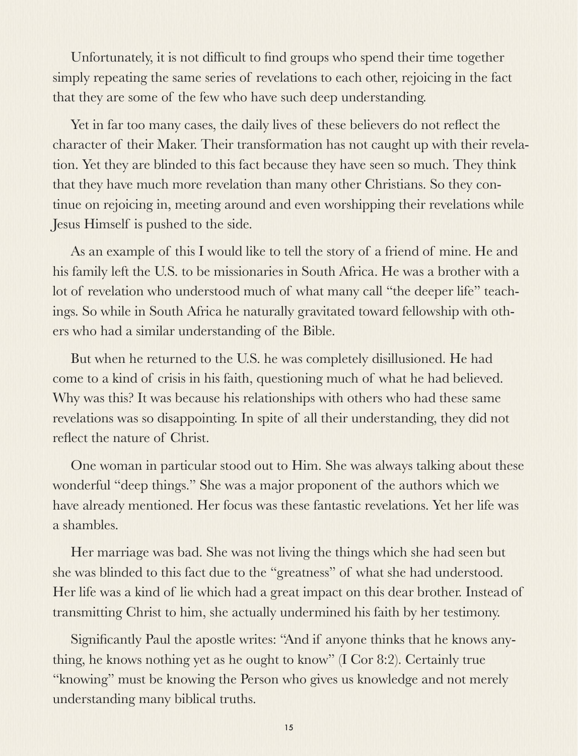Unfortunately, it is not difficult to find groups who spend their time together simply repeating the same series of revelations to each other, rejoicing in the fact that they are some of the few who have such deep understanding.

Yet in far too many cases, the daily lives of these believers do not reflect the character of their Maker. Their transformation has not caught up with their revelation. Yet they are blinded to this fact because they have seen so much. They think that they have much more revelation than many other Christians. So they continue on rejoicing in, meeting around and even worshipping their revelations while Jesus Himself is pushed to the side.

As an example of this I would like to tell the story of a friend of mine. He and his family left the U.S. to be missionaries in South Africa. He was a brother with a lot of revelation who understood much of what many call "the deeper life" teachings. So while in South Africa he naturally gravitated toward fellowship with others who had a similar understanding of the Bible.

But when he returned to the U.S. he was completely disillusioned. He had come to a kind of crisis in his faith, questioning much of what he had believed. Why was this? It was because his relationships with others who had these same revelations was so disappointing. In spite of all their understanding, they did not reflect the nature of Christ.

One woman in particular stood out to Him. She was always talking about these wonderful "deep things." She was a major proponent of the authors which we have already mentioned. Her focus was these fantastic revelations. Yet her life was a shambles.

Her marriage was bad. She was not living the things which she had seen but she was blinded to this fact due to the "greatness" of what she had understood. Her life was a kind of lie which had a great impact on this dear brother. Instead of transmitting Christ to him, she actually undermined his faith by her testimony.

Significantly Paul the apostle writes: "And if anyone thinks that he knows anything, he knows nothing yet as he ought to know" (I Cor 8:2). Certainly true "knowing" must be knowing the Person who gives us knowledge and not merely understanding many biblical truths.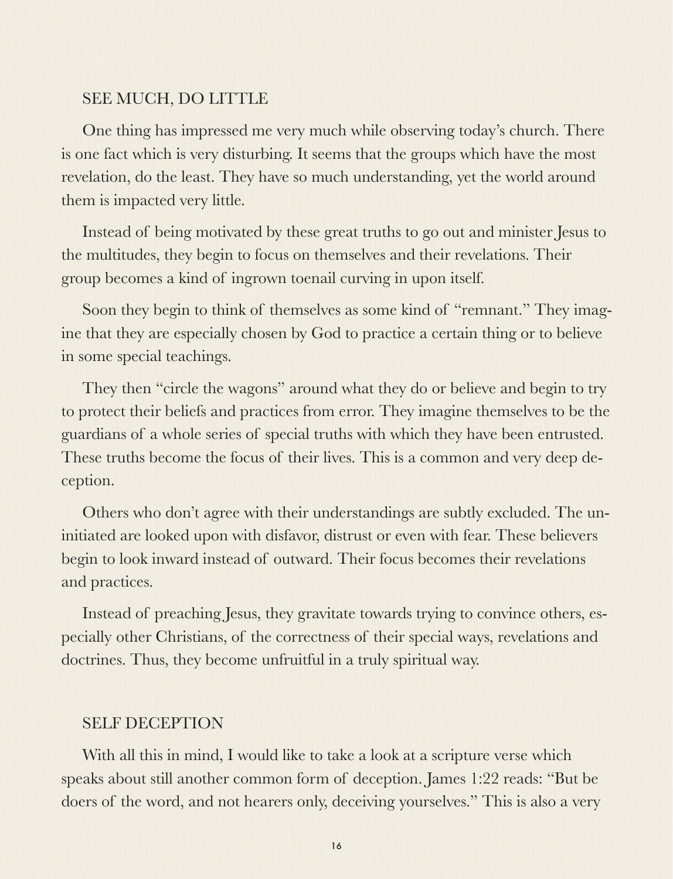## SEE MUCH, DO LITTLE

One thing has impressed me very much while observing today's church. There is one fact which is very disturbing. It seems that the groups which have the most revelation, do the least. They have so much understanding, yet the world around them is impacted very little.

Instead of being motivated by these great truths to go out and minister Jesus to the multitudes, they begin to focus on themselves and their revelations. Their group becomes a kind of ingrown toenail curving in upon itself.

Soon they begin to think of themselves as some kind of "remnant." They imagine that they are especially chosen by God to practice a certain thing or to believe in some special teachings.

They then "circle the wagons" around what they do or believe and begin to try to protect their beliefs and practices from error. They imagine themselves to be the guardians of a whole series of special truths with which they have been entrusted. These truths become the focus of their lives. This is a common and very deep deception.

Others who don't agree with their understandings are subtly excluded. The uninitiated are looked upon with disfavor, distrust or even with fear. These believers begin to look inward instead of outward. Their focus becomes their revelations and practices.

Instead of preaching Jesus, they gravitate towards trying to convince others, especially other Christians, of the correctness of their special ways, revelations and doctrines. Thus, they become unfruitful in a truly spiritual way.

## SELF DECEPTION

With all this in mind, I would like to take a look at a scripture verse which speaks about still another common form of deception. James 1:22 reads: "But be doers of the word, and not hearers only, deceiving yourselves." This is also a very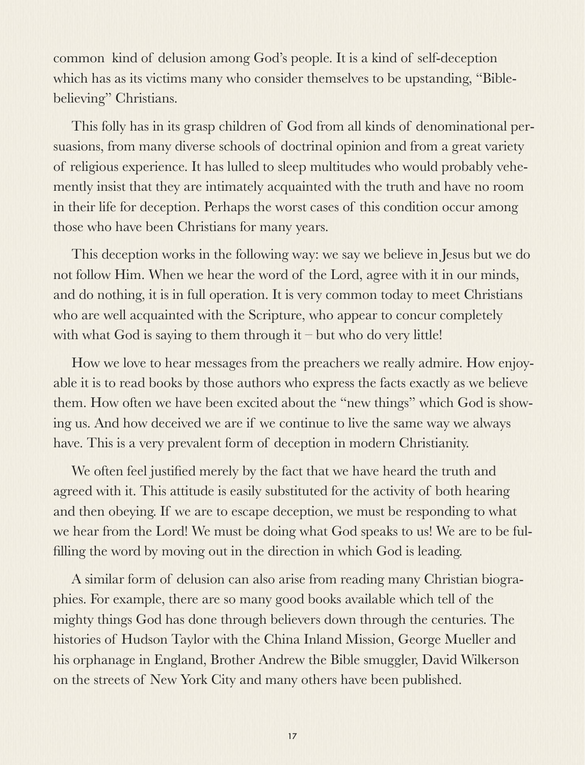common kind of delusion among God's people. It is a kind of self-deception which has as its victims many who consider themselves to be upstanding, "Bible-believing" Christians.

This folly has in its grasp children of God from all kinds of denominational persuasions, from many diverse schools of doctrinal opinion and from a great variety of religious experience. It has lulled to sleep multitudes who would probably vehemently insist that they are intimately acquainted with the truth and have no room in their life for deception. Perhaps the worst cases of this condition occur among those who have been Christians for many years.

This deception works in the following way: we say we believe in Jesus but we do not follow Him. When we hear the word of the Lord, agree with it in our minds, and do nothing, it is in full operation. It is very common today to meet Christians who are well acquainted with the Scripture, who appear to concur completely with what God is saying to them through it – but who do very little!

How we love to hear messages from the preachers we really admire. How enjoyable it is to read books by those authors who express the facts exactly as we believe them. How often we have been excited about the "new things" which God is showing us. And how deceived we are if we continue to live the same way we always have. This is a very prevalent form of deception in modern Christianity.

We often feel justified merely by the fact that we have heard the truth and agreed with it. This attitude is easily substituted for the activity of both hearing and then obeying. If we are to escape deception, we must be responding to what we hear from the Lord! We must be doing what God speaks to us! We are to be fulfilling the word by moving out in the direction in which God is leading.

A similar form of delusion can also arise from reading many Christian biographies. For example, there are so many good books available which tell of the mighty things God has done through believers down through the centuries. The histories of Hudson Taylor with the China Inland Mission, George Mueller and his orphanage in England, Brother Andrew the Bible smuggler, David Wilkerson on the streets of New York City and many others have been published.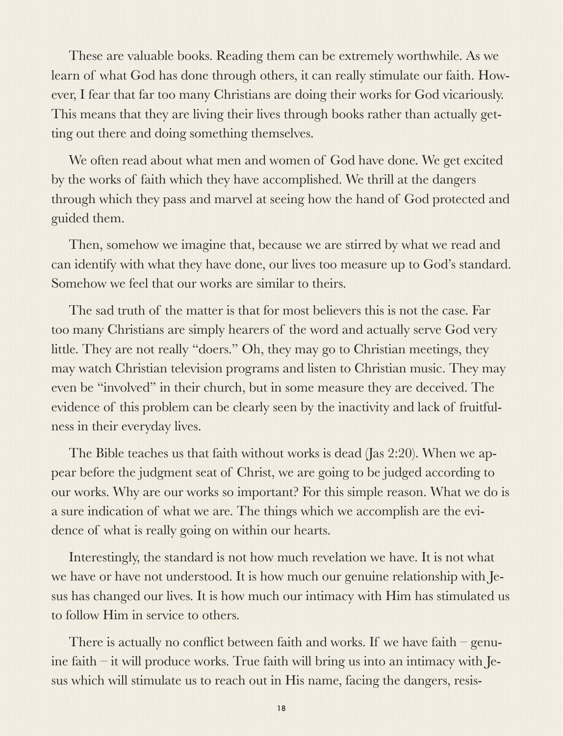These are valuable books. Reading them can be extremely worthwhile. As we learn of what God has done through others, it can really stimulate our faith. However, I fear that far too many Christians are doing their works for God vicariously. This means that they are living their lives through books rather than actually getting out there and doing something themselves.

We often read about what men and women of God have done. We get excited by the works of faith which they have accomplished. We thrill at the dangers through which they pass and marvel at seeing how the hand of God protected and guided them.

Then, somehow we imagine that, because we are stirred by what we read and can identify with what they have done, our lives too measure up to God's standard. Somehow we feel that our works are similar to theirs.

The sad truth of the matter is that for most believers this is not the case. Far too many Christians are simply hearers of the word and actually serve God very little. They are not really "doers." Oh, they may go to Christian meetings, they may watch Christian television programs and listen to Christian music. They may even be "involved" in their church, but in some measure they are deceived. The evidence of this problem can be clearly seen by the inactivity and lack of fruitfulness in their everyday lives.

The Bible teaches us that faith without works is dead (Jas 2:20). When we appear before the judgment seat of Christ, we are going to be judged according to our works. Why are our works so important? For this simple reason. What we do is a sure indication of what we are. The things which we accomplish are the evidence of what is really going on within our hearts.

Interestingly, the standard is not how much revelation we have. It is not what we have or have not understood. It is how much our genuine relationship with Jesus has changed our lives. It is how much our intimacy with Him has stimulated us to follow Him in service to others.

There is actually no conflict between faith and works. If we have faith – genuine faith – it will produce works. True faith will bring us into an intimacy with Jesus which will stimulate us to reach out in His name, facing the dangers, resis-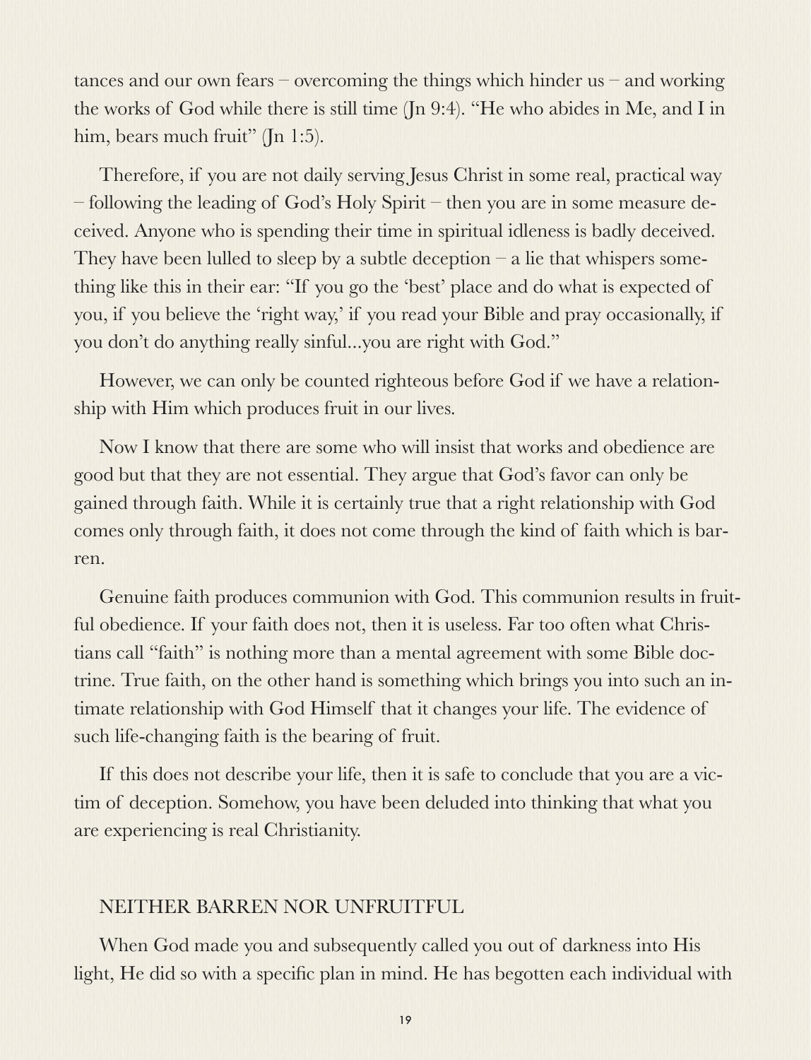tances and our own fears – overcoming the things which hinder us – and working the works of God while there is still time (Jn 9:4). "He who abides in Me, and I in him, bears much fruit" (Jn 1:5).

Therefore, if you are not daily serving Jesus Christ in some real, practical way – following the leading of God's Holy Spirit – then you are in some measure deceived. Anyone who is spending their time in spiritual idleness is badly deceived. They have been lulled to sleep by a subtle deception – a lie that whispers something like this in their ear: "If you go the 'best' place and do what is expected of you, if you believe the 'right way,' if you read your Bible and pray occasionally, if you don't do anything really sinful...you are right with God."

However, we can only be counted righteous before God if we have a relationship with Him which produces fruit in our lives.

Now I know that there are some who will insist that works and obedience are good but that they are not essential. They argue that God's favor can only be gained through faith. While it is certainly true that a right relationship with God comes only through faith, it does not come through the kind of faith which is barren.

Genuine faith produces communion with God. This communion results in fruitful obedience. If your faith does not, then it is useless. Far too often what Christians call "faith" is nothing more than a mental agreement with some Bible doctrine. True faith, on the other hand is something which brings you into such an intimate relationship with God Himself that it changes your life. The evidence of such life-changing faith is the bearing of fruit.

If this does not describe your life, then it is safe to conclude that you are a victim of deception. Somehow, you have been deluded into thinking that what you are experiencing is real Christianity.

## NEITHER BARREN NOR UNFRUITFUL

When God made you and subsequently called you out of darkness into His light, He did so with a specific plan in mind. He has begotten each individual with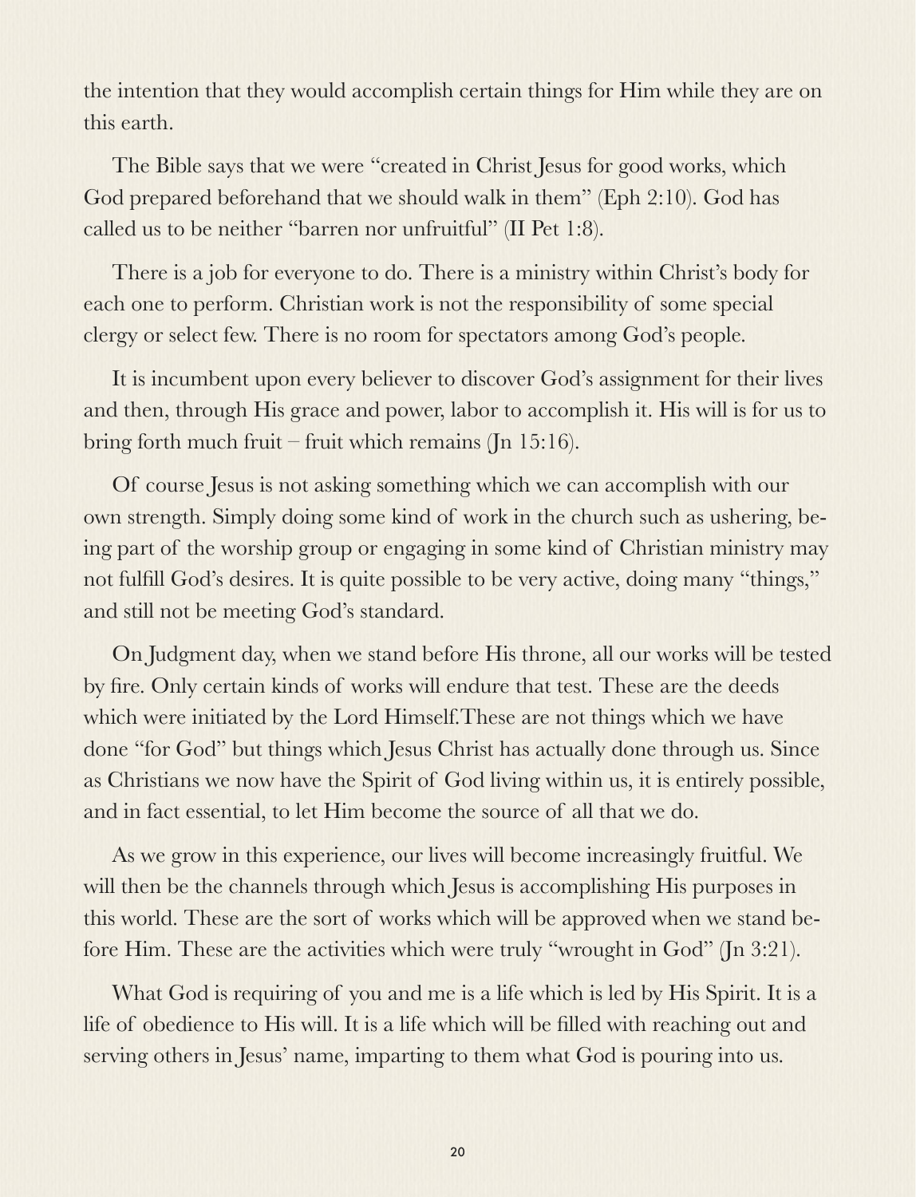the intention that they would accomplish certain things for Him while they are on this earth.

The Bible says that we were "created in Christ Jesus for good works, which God prepared beforehand that we should walk in them" (Eph 2:10). God has called us to be neither "barren nor unfruitful" (II Pet 1:8).

There is a job for everyone to do. There is a ministry within Christ's body for each one to perform. Christian work is not the responsibility of some special clergy or select few. There is no room for spectators among God's people.

It is incumbent upon every believer to discover God's assignment for their lives and then, through His grace and power, labor to accomplish it. His will is for us to bring forth much fruit – fruit which remains (Jn 15:16).

Of course Jesus is not asking something which we can accomplish with our own strength. Simply doing some kind of work in the church such as ushering, being part of the worship group or engaging in some kind of Christian ministry may not fulfill God's desires. It is quite possible to be very active, doing many "things," and still not be meeting God's standard.

On Judgment day, when we stand before His throne, all our works will be tested by fire. Only certain kinds of works will endure that test. These are the deeds which were initiated by the Lord Himself.These are not things which we have done "for God" but things which Jesus Christ has actually done through us. Since as Christians we now have the Spirit of God living within us, it is entirely possible, and in fact essential, to let Him become the source of all that we do.

As we grow in this experience, our lives will become increasingly fruitful. We will then be the channels through which Jesus is accomplishing His purposes in this world. These are the sort of works which will be approved when we stand before Him. These are the activities which were truly "wrought in God" (Jn 3:21).

What God is requiring of you and me is a life which is led by His Spirit. It is a life of obedience to His will. It is a life which will be filled with reaching out and serving others in Jesus' name, imparting to them what God is pouring into us.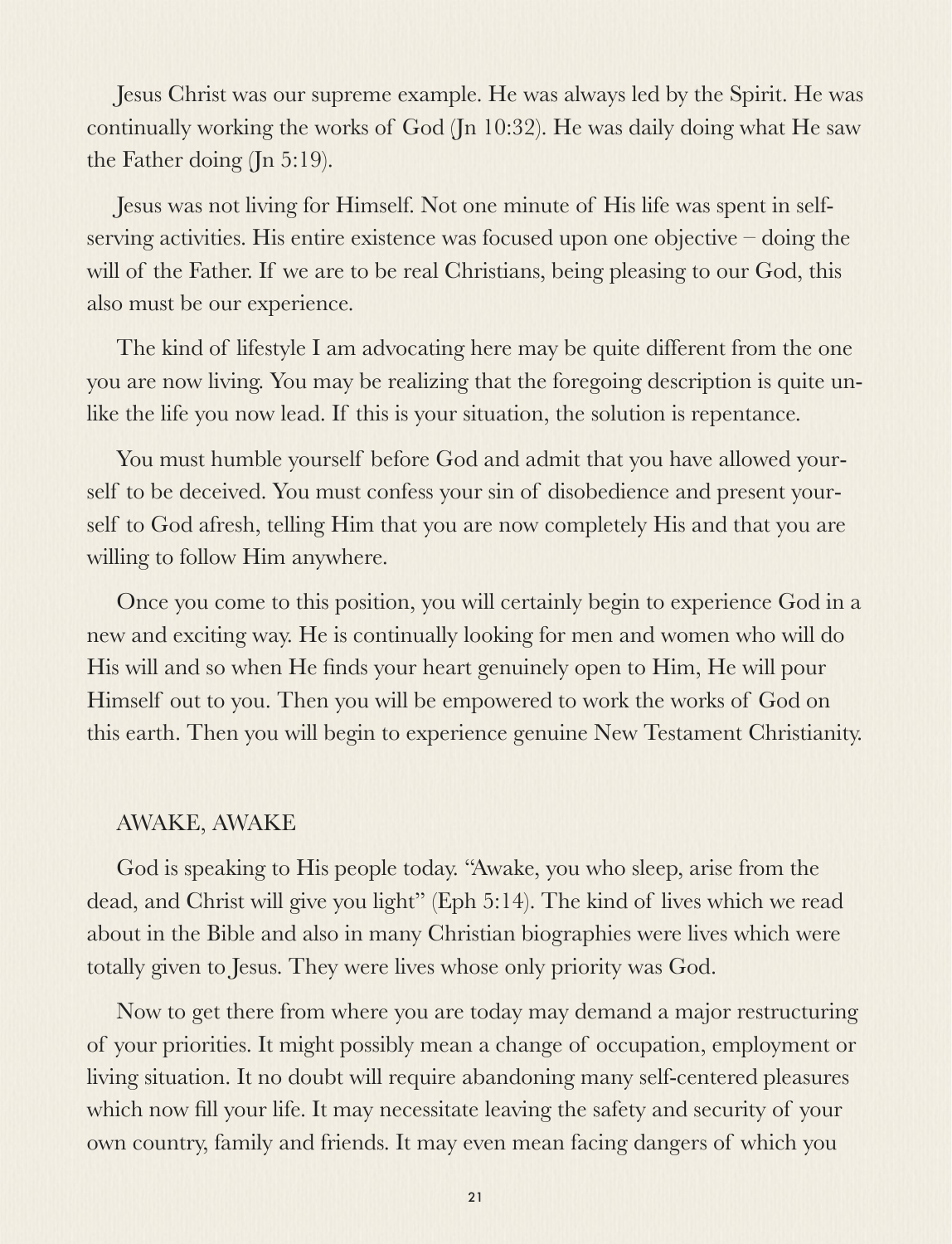Jesus Christ was our supreme example. He was always led by the Spirit. He was continually working the works of God (Jn 10:32). He was daily doing what He saw the Father doing (Jn 5:19).

Jesus was not living for Himself. Not one minute of His life was spent in self-serving activities. His entire existence was focused upon one objective – doing the will of the Father. If we are to be real Christians, being pleasing to our God, this also must be our experience.

The kind of lifestyle I am advocating here may be quite different from the one you are now living. You may be realizing that the foregoing description is quite unlike the life you now lead. If this is your situation, the solution is repentance.

You must humble yourself before God and admit that you have allowed yourself to be deceived. You must confess your sin of disobedience and present yourself to God afresh, telling Him that you are now completely His and that you are willing to follow Him anywhere.

Once you come to this position, you will certainly begin to experience God in a new and exciting way. He is continually looking for men and women who will do His will and so when He finds your heart genuinely open to Him, He will pour Himself out to you. Then you will be empowered to work the works of God on this earth. Then you will begin to experience genuine New Testament Christianity.

## AWAKE, AWAKE

God is speaking to His people today. "Awake, you who sleep, arise from the dead, and Christ will give you light" (Eph 5:14). The kind of lives which we read about in the Bible and also in many Christian biographies were lives which were totally given to Jesus. They were lives whose only priority was God.

Now to get there from where you are today may demand a major restructuring of your priorities. It might possibly mean a change of occupation, employment or living situation. It no doubt will require abandoning many self-centered pleasures which now fill your life. It may necessitate leaving the safety and security of your own country, family and friends. It may even mean facing dangers of which you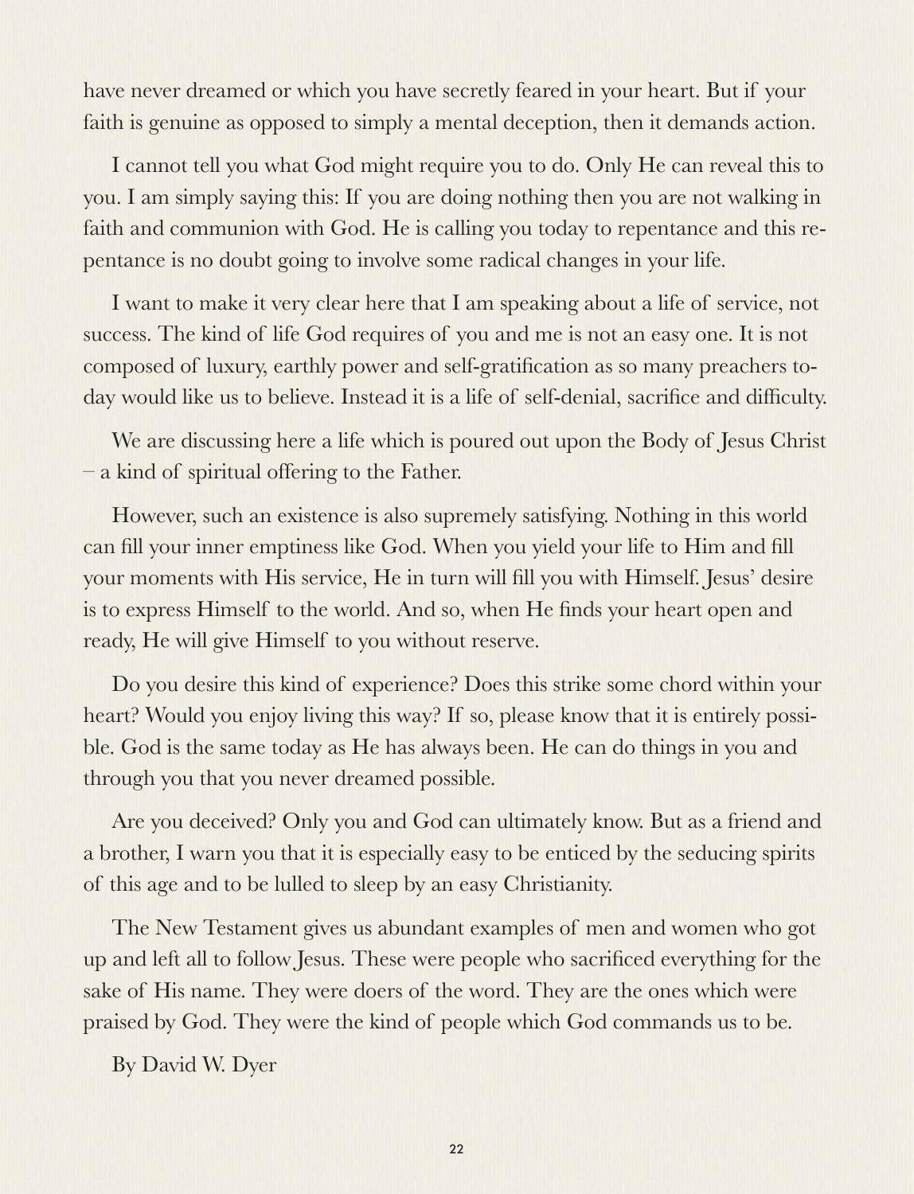have never dreamed or which you have secretly feared in your heart. But if your faith is genuine as opposed to simply a mental deception, then it demands action.

I cannot tell you what God might require you to do. Only He can reveal this to you. I am simply saying this: If you are doing nothing then you are not walking in faith and communion with God. He is calling you today to repentance and this repentance is no doubt going to involve some radical changes in your life.

I want to make it very clear here that I am speaking about a life of service, not success. The kind of life God requires of you and me is not an easy one. It is not composed of luxury, earthly power and self-gratification as so many preachers today would like us to believe. Instead it is a life of self-denial, sacrifice and difficulty.

We are discussing here a life which is poured out upon the Body of Jesus Christ – a kind of spiritual offering to the Father.

However, such an existence is also supremely satisfying. Nothing in this world can fill your inner emptiness like God. When you yield your life to Him and fill your moments with His service, He in turn will fill you with Himself. Jesus' desire is to express Himself to the world. And so, when He finds your heart open and ready, He will give Himself to you without reserve.

Do you desire this kind of experience? Does this strike some chord within your heart? Would you enjoy living this way? If so, please know that it is entirely possible. God is the same today as He has always been. He can do things in you and through you that you never dreamed possible.

Are you deceived? Only you and God can ultimately know. But as a friend and a brother, I warn you that it is especially easy to be enticed by the seducing spirits of this age and to be lulled to sleep by an easy Christianity.

The New Testament gives us abundant examples of men and women who got up and left all to follow Jesus. These were people who sacrificed everything for the sake of His name. They were doers of the word. They are the ones which were praised by God. They were the kind of people which God commands us to be.

By David W. Dyer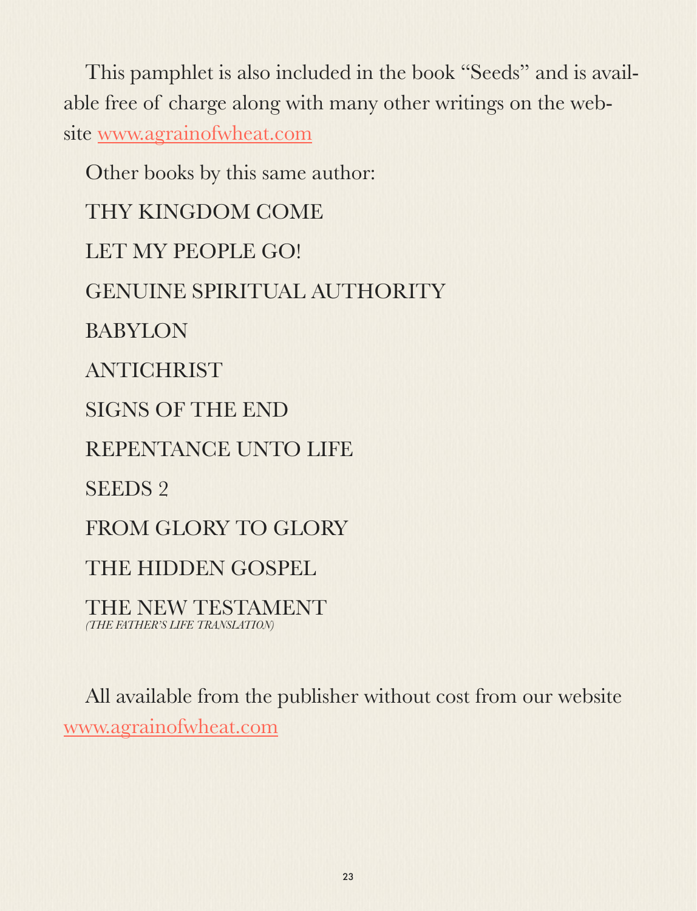This pamphlet is also included in the book "Seeds" and is available free of charge along with many other writings on the website www.agrainofwheat.com

Other books by this same author:

THY KINGDOM COME

LET MY PEOPLE GO!

GENUINE SPIRITUAL AUTHORITY

BABYLON

ANTICHRIST

SIGNS OF THE END

REPENTANCE UNTO LIFE

SEEDS 2

FROM GLORY TO GLORY

THE HIDDEN GOSPEL

THE NEW TESTAMENT
*(THE FATHER'S LIFE TRANSLATION)*

All available from the publisher without cost from our website www.agrainofwheat.com